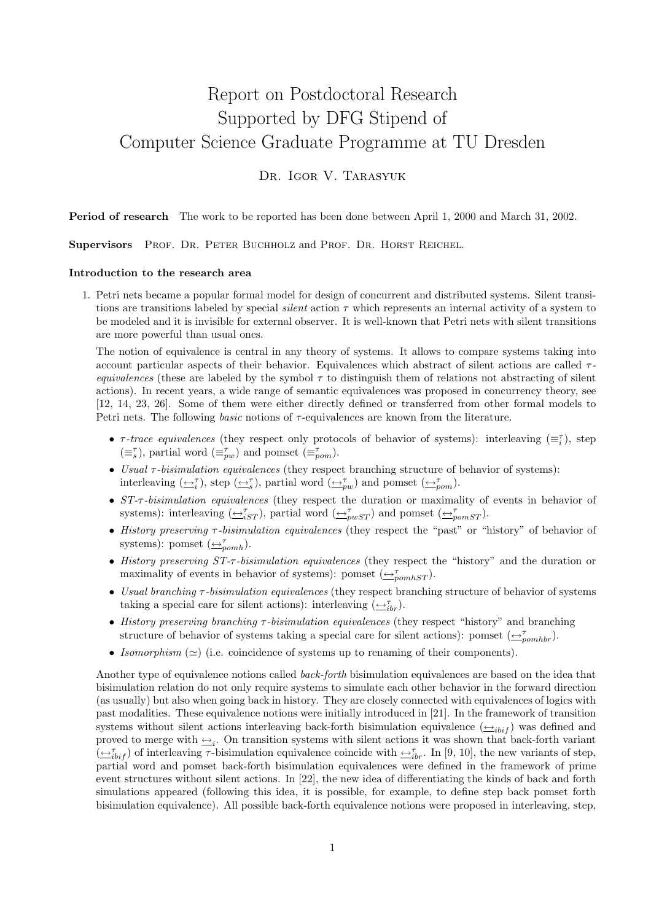# Report on Postdoctoral Research Supported by DFG Stipend of Computer Science Graduate Programme at TU Dresden

Dr. Igor V. Tarasyuk

**Period of research** The work to be reported has been done between April 1, 2000 and March 31, 2002.

**Supervisors** Prof. Dr. Peter Buchholz and Prof. Dr. Horst Reichel.

**Introduction to the research area**

1. Petri nets became a popular formal model for design of concurrent and distributed systems. Silent transitions are transitions labeled by special *silent* action $\tau$ which represents an internal activity of a system to be modeled and it is invisible for external observer. It is well-known that Petri nets with silent transitions are more powerful than usual ones.

   The notion of equivalence is central in any theory of systems. It allows to compare systems taking into account particular aspects of their behavior. Equivalences which abstract of silent actions are called $\tau$-*equivalences* (these are labeled by the symbol $\tau$ to distinguish them of relations not abstracting of silent actions). In recent years, a wide range of semantic equivalences was proposed in concurrency theory, see [12, 14, 23, 26]. Some of them were either directly defined or transferred from other formal models to Petri nets. The following *basic* notions of $\tau$-equivalences are known from the literature.

   - *$\tau$-trace equivalences* (they respect only protocols of behavior of systems): interleaving ($\equiv_i^\tau$), step ($\equiv_s^\tau$), partial word ($\equiv_{pw}^\tau$) and pomset ($\equiv_{pom}^\tau$).
   - *Usual $\tau$-bisimulation equivalences* (they respect branching structure of behavior of systems): interleaving ($\underline{\leftrightarrow}_i^\tau$), step ($\underline{\leftrightarrow}_s^\tau$), partial word ($\underline{\leftrightarrow}_{pw}^\tau$) and pomset ($\underline{\leftrightarrow}_{pom}^\tau$).
   - *ST-$\tau$-bisimulation equivalences* (they respect the duration or maximality of events in behavior of systems): interleaving ($\underline{\leftrightarrow}_{iST}^\tau$), partial word ($\underline{\leftrightarrow}_{pwST}^\tau$) and pomset ($\underline{\leftrightarrow}_{pomST}^\tau$).
   - *History preserving $\tau$-bisimulation equivalences* (they respect the "past" or "history" of behavior of systems): pomset ($\underline{\leftrightarrow}_{pomh}^\tau$).
   - *History preserving ST-$\tau$-bisimulation equivalences* (they respect the "history" and the duration or maximality of events in behavior of systems): pomset ($\underline{\leftrightarrow}_{pomhST}^\tau$).
   - *Usual branching $\tau$-bisimulation equivalences* (they respect branching structure of behavior of systems taking a special care for silent actions): interleaving ($\underline{\leftrightarrow}_{ibr}^\tau$).
   - *History preserving branching $\tau$-bisimulation equivalences* (they respect "history" and branching structure of behavior of systems taking a special care for silent actions): pomset ($\underline{\leftrightarrow}_{pomhbr}^\tau$).
   - *Isomorphism* ($\simeq$) (i.e. coincidence of systems up to renaming of their components).

   Another type of equivalence notions called *back-forth* bisimulation equivalences are based on the idea that bisimulation relation do not only require systems to simulate each other behavior in the forward direction (as usually) but also when going back in history. They are closely connected with equivalences of logics with past modalities. These equivalence notions were initially introduced in [21]. In the framework of transition systems without silent actions interleaving back-forth bisimulation equivalence ($\underline{\leftrightarrow}_{ibif}$) was defined and proved to merge with $\underline{\leftrightarrow}_i$. On transition systems with silent actions it was shown that back-forth variant ($\underline{\leftrightarrow}_{ibif}^\tau$) of interleaving $\tau$-bisimulation equivalence coincide with $\underline{\leftrightarrow}_{ibr}^\tau$. In [9, 10], the new variants of step, partial word and pomset back-forth bisimulation equivalences were defined in the framework of prime event structures without silent actions. In [22], the new idea of differentiating the kinds of back and forth simulations appeared (following this idea, it is possible, for example, to define step back pomset forth bisimulation equivalence). All possible back-forth equivalence notions were proposed in interleaving, step,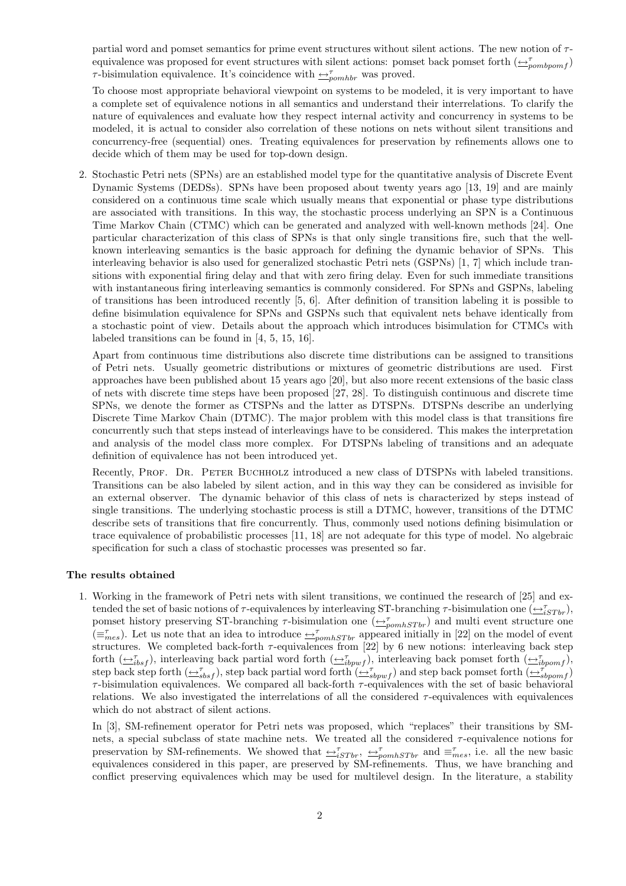partial word and pomset semantics for prime event structures without silent actions. The new notion of $\tau$-equivalence was proposed for event structures with silent actions: pomset back pomset forth ($\underline{\leftrightarrow}^{\tau}_{pombpomf}$) $\tau$-bisimulation equivalence. It's coincidence with $\underline{\leftrightarrow}^{\tau}_{pomhbr}$ was proved.

To choose most appropriate behavioral viewpoint on systems to be modeled, it is very important to have a complete set of equivalence notions in all semantics and understand their interrelations. To clarify the nature of equivalences and evaluate how they respect internal activity and concurrency in systems to be modeled, it is actual to consider also correlation of these notions on nets without silent transitions and concurrency-free (sequential) ones. Treating equivalences for preservation by refinements allows one to decide which of them may be used for top-down design.

2. Stochastic Petri nets (SPNs) are an established model type for the quantitative analysis of Discrete Event Dynamic Systems (DEDSs). SPNs have been proposed about twenty years ago [13, 19] and are mainly considered on a continuous time scale which usually means that exponential or phase type distributions are associated with transitions. In this way, the stochastic process underlying an SPN is a Continuous Time Markov Chain (CTMC) which can be generated and analyzed with well-known methods [24]. One particular characterization of this class of SPNs is that only single transitions fire, such that the well-known interleaving semantics is the basic approach for defining the dynamic behavior of SPNs. This interleaving behavior is also used for generalized stochastic Petri nets (GSPNs) [1, 7] which include transitions with exponential firing delay and that with zero firing delay. Even for such immediate transitions with instantaneous firing interleaving semantics is commonly considered. For SPNs and GSPNs, labeling of transitions has been introduced recently [5, 6]. After definition of transition labeling it is possible to define bisimulation equivalence for SPNs and GSPNs such that equivalent nets behave identically from a stochastic point of view. Details about the approach which introduces bisimulation for CTMCs with labeled transitions can be found in [4, 5, 15, 16].

   Apart from continuous time distributions also discrete time distributions can be assigned to transitions of Petri nets. Usually geometric distributions or mixtures of geometric distributions are used. First approaches have been published about 15 years ago [20], but also more recent extensions of the basic class of nets with discrete time steps have been proposed [27, 28]. To distinguish continuous and discrete time SPNs, we denote the former as CTSPNs and the latter as DTSPNs. DTSPNs describe an underlying Discrete Time Markov Chain (DTMC). The major problem with this model class is that transitions fire concurrently such that steps instead of interleavings have to be considered. This makes the interpretation and analysis of the model class more complex. For DTSPNs labeling of transitions and an adequate definition of equivalence has not been introduced yet.

   Recently, Prof. Dr. Peter Buchholz introduced a new class of DTSPNs with labeled transitions. Transitions can be also labeled by silent action, and in this way they can be considered as invisible for an external observer. The dynamic behavior of this class of nets is characterized by steps instead of single transitions. The underlying stochastic process is still a DTMC, however, transitions of the DTMC describe sets of transitions that fire concurrently. Thus, commonly used notions defining bisimulation or trace equivalence of probabilistic processes [11, 18] are not adequate for this type of model. No algebraic specification for such a class of stochastic processes was presented so far.

### The results obtained

1. Working in the framework of Petri nets with silent transitions, we continued the research of [25] and extended the set of basic notions of $\tau$-equivalences by interleaving ST-branching $\tau$-bisimulation one ($\underline{\leftrightarrow}^{\tau}_{iSTbr}$), pomset history preserving ST-branching $\tau$-bisimulation one ($\underline{\leftrightarrow}^{\tau}_{pomhSTbr}$) and multi event structure one ($\equiv^{\tau}_{mes}$). Let us note that an idea to introduce $\underline{\leftrightarrow}^{\tau}_{pomhSTbr}$ appeared initially in [22] on the model of event structures. We completed back-forth $\tau$-equivalences from [22] by 6 new notions: interleaving back step forth ($\underline{\leftrightarrow}^{\tau}_{ibsf}$), interleaving back partial word forth ($\underline{\leftrightarrow}^{\tau}_{ibpwf}$), interleaving back pomset forth ($\underline{\leftrightarrow}^{\tau}_{ibpomf}$), step back step forth ($\underline{\leftrightarrow}^{\tau}_{sbsf}$), step back partial word forth ($\underline{\leftrightarrow}^{\tau}_{sbpwf}$) and step back pomset forth ($\underline{\leftrightarrow}^{\tau}_{sbpomf}$) $\tau$-bisimulation equivalences. We compared all back-forth $\tau$-equivalences with the set of basic behavioral relations. We also investigated the interrelations of all the considered $\tau$-equivalences with equivalences which do not abstract of silent actions.

   In [3], SM-refinement operator for Petri nets was proposed, which "replaces" their transitions by SM-nets, a special subclass of state machine nets. We treated all the considered $\tau$-equivalence notions for preservation by SM-refinements. We showed that $\underline{\leftrightarrow}^{\tau}_{iSTbr}$, $\underline{\leftrightarrow}^{\tau}_{pomhSTbr}$ and $\equiv^{\tau}_{mes}$, i.e. all the new basic equivalences considered in this paper, are preserved by SM-refinements. Thus, we have branching and conflict preserving equivalences which may be used for multilevel design. In the literature, a stability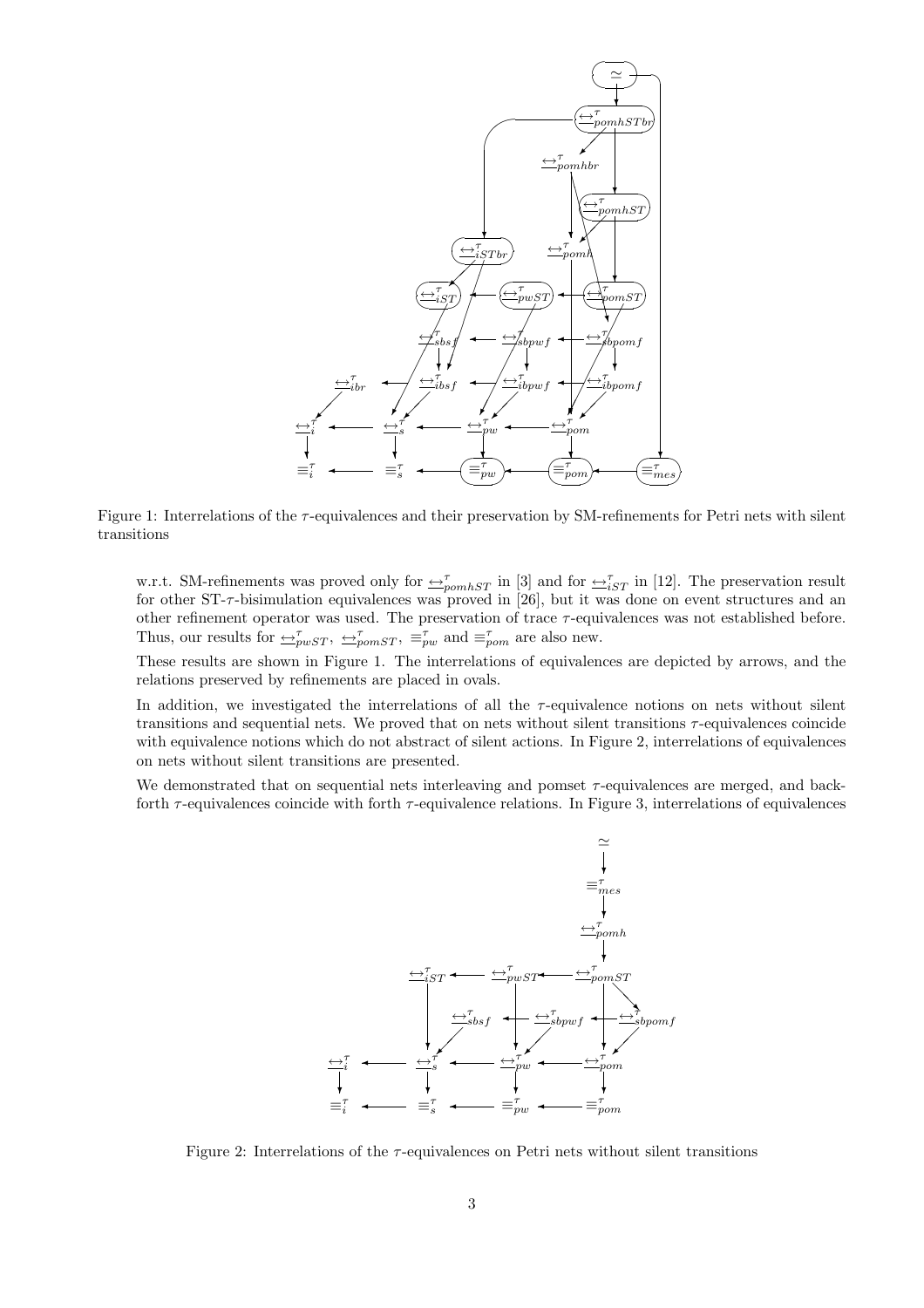Figure 1: Interrelations of the $\tau$-equivalences and their preservation by SM-refinements for Petri nets with silent transitions

w.r.t. SM-refinements was proved only for $\underline{\leftrightarrow}^{\tau}_{pomhST}$ in [3] and for $\underline{\leftrightarrow}^{\tau}_{iST}$ in [12]. The preservation result for other ST-$\tau$-bisimulation equivalences was proved in [26], but it was done on event structures and an other refinement operator was used. The preservation of trace $\tau$-equivalences was not established before. Thus, our results for $\underline{\leftrightarrow}^{\tau}_{pwST}$, $\underline{\leftrightarrow}^{\tau}_{pomST}$, $\equiv^{\tau}_{pw}$ and $\equiv^{\tau}_{pom}$ are also new.

These results are shown in Figure 1. The interrelations of equivalences are depicted by arrows, and the relations preserved by refinements are placed in ovals.

In addition, we investigated the interrelations of all the $\tau$-equivalence notions on nets without silent transitions and sequential nets. We proved that on nets without silent transitions $\tau$-equivalences coincide with equivalence notions which do not abstract of silent actions. In Figure 2, interrelations of equivalences on nets without silent transitions are presented.

We demonstrated that on sequential nets interleaving and pomset $\tau$-equivalences are merged, and back-forth $\tau$-equivalences coincide with forth $\tau$-equivalence relations. In Figure 3, interrelations of equivalences

Figure 2: Interrelations of the $\tau$-equivalences on Petri nets without silent transitions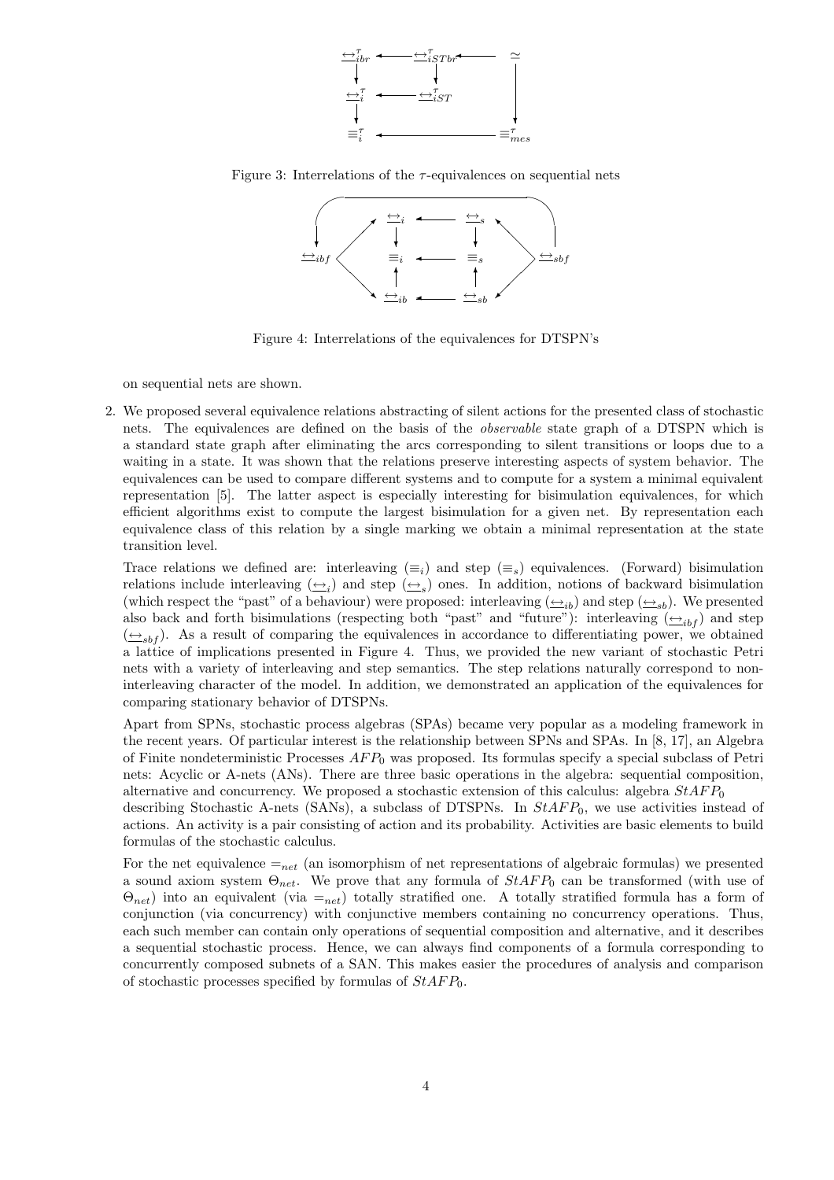Figure 3: Interrelations of the $\tau$-equivalences on sequential nets

Figure 4: Interrelations of the equivalences for DTSPN's

on sequential nets are shown.

2. We proposed several equivalence relations abstracting of silent actions for the presented class of stochastic nets. The equivalences are defined on the basis of the *observable* state graph of a DTSPN which is a standard state graph after eliminating the arcs corresponding to silent transitions or loops due to a waiting in a state. It was shown that the relations preserve interesting aspects of system behavior. The equivalences can be used to compare different systems and to compute for a system a minimal equivalent representation [5]. The latter aspect is especially interesting for bisimulation equivalences, for which efficient algorithms exist to compute the largest bisimulation for a given net. By representation each equivalence class of this relation by a single marking we obtain a minimal representation at the state transition level.

   Trace relations we defined are: interleaving ($\equiv_i$) and step ($\equiv_s$) equivalences. (Forward) bisimulation relations include interleaving ($\underline{\leftrightarrow}_i$) and step ($\underline{\leftrightarrow}_s$) ones. In addition, notions of backward bisimulation (which respect the "past" of a behaviour) were proposed: interleaving ($\underline{\leftrightarrow}_{ib}$) and step ($\underline{\leftrightarrow}_{sb}$). We presented also back and forth bisimulations (respecting both "past" and "future"): interleaving ($\underline{\leftrightarrow}_{ibf}$) and step ($\underline{\leftrightarrow}_{sbf}$). As a result of comparing the equivalences in accordance to differentiating power, we obtained a lattice of implications presented in Figure 4. Thus, we provided the new variant of stochastic Petri nets with a variety of interleaving and step semantics. The step relations naturally correspond to non-interleaving character of the model. In addition, we demonstrated an application of the equivalences for comparing stationary behavior of DTSPNs.

   Apart from SPNs, stochastic process algebras (SPAs) became very popular as a modeling framework in the recent years. Of particular interest is the relationship between SPNs and SPAs. In [8, 17], an Algebra of Finite nondeterministic Processes $AFP_0$ was proposed. Its formulas specify a special subclass of Petri nets: Acyclic or A-nets (ANs). There are three basic operations in the algebra: sequential composition, alternative and concurrency. We proposed a stochastic extension of this calculus: algebra $StAFP_0$ describing Stochastic A-nets (SANs), a subclass of DTSPNs. In $StAFP_0$, we use activities instead of actions. An activity is a pair consisting of action and its probability. Activities are basic elements to build formulas of the stochastic calculus.

   For the net equivalence $=_{net}$ (an isomorphism of net representations of algebraic formulas) we presented a sound axiom system $\Theta_{net}$. We prove that any formula of $StAFP_0$ can be transformed (with use of $\Theta_{net}$) into an equivalent (via $=_{net}$) totally stratified one. A totally stratified formula has a form of conjunction (via concurrency) with conjunctive members containing no concurrency operations. Thus, each such member can contain only operations of sequential composition and alternative, and it describes a sequential stochastic process. Hence, we can always find components of a formula corresponding to concurrently composed subnets of a SAN. This makes easier the procedures of analysis and comparison of stochastic processes specified by formulas of $StAFP_0$.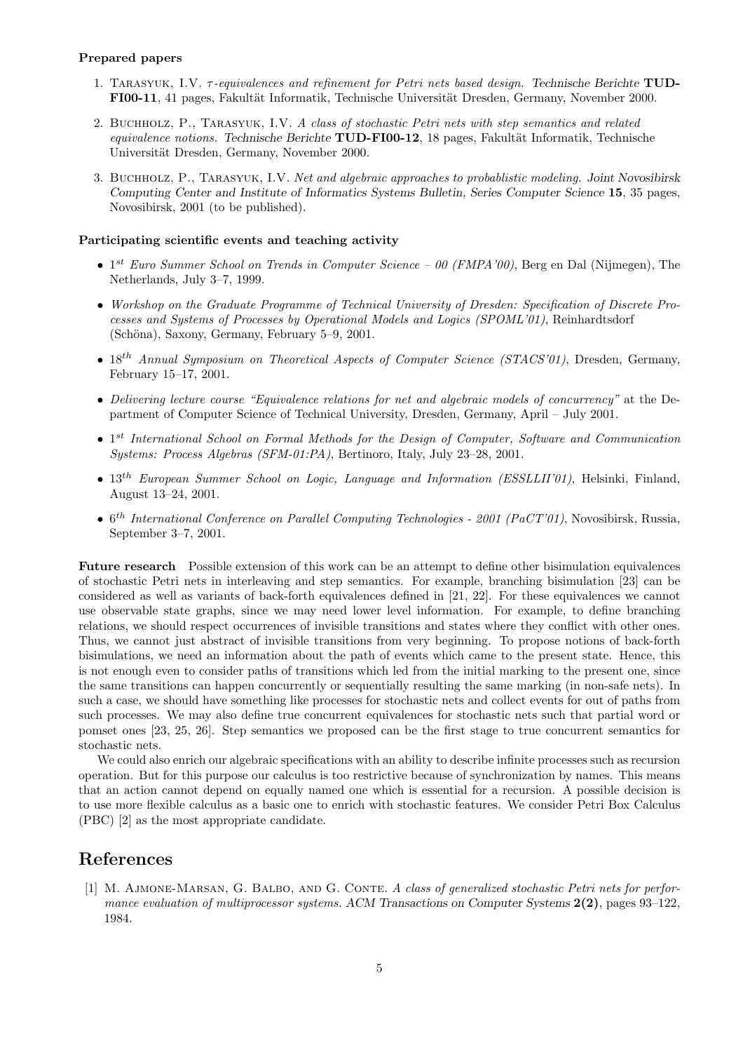**Prepared papers**

1. Tarasyuk, I.V. *τ-equivalences and refinement for Petri nets based design.* Technische Berichte **TUD-FI00-11**, 41 pages, Fakultät Informatik, Technische Universität Dresden, Germany, November 2000.

2. Buchholz, P., Tarasyuk, I.V. *A class of stochastic Petri nets with step semantics and related equivalence notions.* Technische Berichte **TUD-FI00-12**, 18 pages, Fakultät Informatik, Technische Universität Dresden, Germany, November 2000.

3. Buchholz, P., Tarasyuk, I.V. *Net and algebraic approaches to probablistic modeling.* Joint Novosibirsk Computing Center and Institute of Informatics Systems Bulletin, Series Computer Science **15**, 35 pages, Novosibirsk, 2001 (to be published).

**Participating scientific events and teaching activity**

- $1^{st}$ *Euro Summer School on Trends in Computer Science – 00 (FMPA'00)*, Berg en Dal (Nijmegen), The Netherlands, July 3–7, 1999.

- *Workshop on the Graduate Programme of Technical University of Dresden: Specification of Discrete Processes and Systems of Processes by Operational Models and Logics (SPOML'01)*, Reinhardtsdorf (Schöna), Saxony, Germany, February 5–9, 2001.

- $18^{th}$ *Annual Symposium on Theoretical Aspects of Computer Science (STACS'01)*, Dresden, Germany, February 15–17, 2001.

- *Delivering lecture course "Equivalence relations for net and algebraic models of concurrency"* at the Department of Computer Science of Technical University, Dresden, Germany, April – July 2001.

- $1^{st}$ *International School on Formal Methods for the Design of Computer, Software and Communication Systems: Process Algebras (SFM-01:PA)*, Bertinoro, Italy, July 23–28, 2001.

- $13^{th}$ *European Summer School on Logic, Language and Information (ESSLLII'01)*, Helsinki, Finland, August 13–24, 2001.

- $6^{th}$ *International Conference on Parallel Computing Technologies - 2001 (PaCT'01)*, Novosibirsk, Russia, September 3–7, 2001.

**Future research** Possible extension of this work can be an attempt to define other bisimulation equivalences of stochastic Petri nets in interleaving and step semantics. For example, branching bisimulation [23] can be considered as well as variants of back-forth equivalences defined in [21, 22]. For these equivalences we cannot use observable state graphs, since we may need lower level information. For example, to define branching relations, we should respect occurrences of invisible transitions and states where they conflict with other ones. Thus, we cannot just abstract of invisible transitions from very beginning. To propose notions of back-forth bisimulations, we need an information about the path of events which came to the present state. Hence, this is not enough even to consider paths of transitions which led from the initial marking to the present one, since the same transitions can happen concurrently or sequentially resulting the same marking (in non-safe nets). In such a case, we should have something like processes for stochastic nets and collect events for out of paths from such processes. We may also define true concurrent equivalences for stochastic nets such that partial word or pomset ones [23, 25, 26]. Step semantics we proposed can be the first stage to true concurrent semantics for stochastic nets.

We could also enrich our algebraic specifications with an ability to describe infinite processes such as recursion operation. But for this purpose our calculus is too restrictive because of synchronization by names. This means that an action cannot depend on equally named one which is essential for a recursion. A possible decision is to use more flexible calculus as a basic one to enrich with stochastic features. We consider Petri Box Calculus (PBC) [2] as the most appropriate candidate.

## References

[1] M. Ajmone-Marsan, G. Balbo, and G. Conte. *A class of generalized stochastic Petri nets for performance evaluation of multiprocessor systems.* ACM Transactions on Computer Systems **2(2)**, pages 93–122, 1984.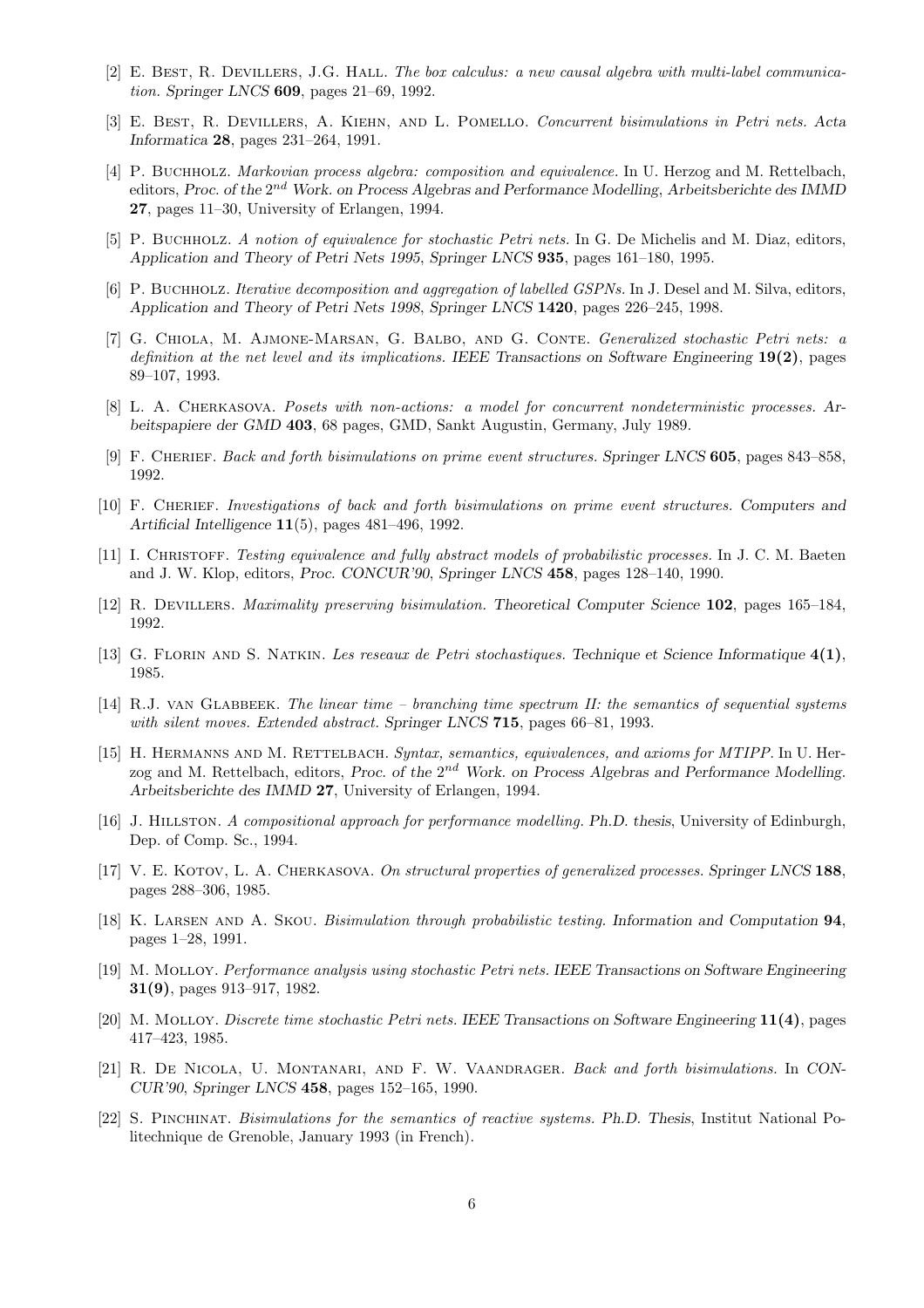[2] E. Best, R. Devillers, J.G. Hall. *The box calculus: a new causal algebra with multi-label communication.* *Springer LNCS* **609**, pages 21–69, 1992.

[3] E. Best, R. Devillers, A. Kiehn, and L. Pomello. *Concurrent bisimulations in Petri nets. Acta Informatica* **28**, pages 231–264, 1991.

[4] P. Buchholz. *Markovian process algebra: composition and equivalence.* In U. Herzog and M. Rettelbach, editors, *Proc. of the* $2^{nd}$ *Work. on Process Algebras and Performance Modelling, Arbeitsberichte des IMMD* **27**, pages 11–30, University of Erlangen, 1994.

[5] P. Buchholz. *A notion of equivalence for stochastic Petri nets.* In G. De Michelis and M. Diaz, editors, *Application and Theory of Petri Nets 1995*, *Springer LNCS* **935**, pages 161–180, 1995.

[6] P. Buchholz. *Iterative decomposition and aggregation of labelled GSPNs.* In J. Desel and M. Silva, editors, *Application and Theory of Petri Nets 1998*, *Springer LNCS* **1420**, pages 226–245, 1998.

[7] G. Chiola, M. Ajmone-Marsan, G. Balbo, and G. Conte. *Generalized stochastic Petri nets: a definition at the net level and its implications. IEEE Transactions on Software Engineering* **19(2)**, pages 89–107, 1993.

[8] L. A. Cherkasova. *Posets with non-actions: a model for concurrent nondeterministic processes. Arbeitspapiere der GMD* **403**, 68 pages, GMD, Sankt Augustin, Germany, July 1989.

[9] F. Cherief. *Back and forth bisimulations on prime event structures. Springer LNCS* **605**, pages 843–858, 1992.

[10] F. Cherief. *Investigations of back and forth bisimulations on prime event structures. Computers and Artificial Intelligence* **11**(5), pages 481–496, 1992.

[11] I. Christoff. *Testing equivalence and fully abstract models of probabilistic processes.* In J. C. M. Baeten and J. W. Klop, editors, *Proc. CONCUR'90*, *Springer LNCS* **458**, pages 128–140, 1990.

[12] R. Devillers. *Maximality preserving bisimulation. Theoretical Computer Science* **102**, pages 165–184, 1992.

[13] G. Florin and S. Natkin. *Les reseaux de Petri stochastiques. Technique et Science Informatique* **4(1)**, 1985.

[14] R.J. van Glabbeek. *The linear time – branching time spectrum II: the semantics of sequential systems with silent moves. Extended abstract. Springer LNCS* **715**, pages 66–81, 1993.

[15] H. Hermanns and M. Rettelbach. *Syntax, semantics, equivalences, and axioms for MTIPP.* In U. Herzog and M. Rettelbach, editors, *Proc. of the* $2^{nd}$ *Work. on Process Algebras and Performance Modelling. Arbeitsberichte des IMMD* **27**, University of Erlangen, 1994.

[16] J. Hillston. *A compositional approach for performance modelling. Ph.D. thesis*, University of Edinburgh, Dep. of Comp. Sc., 1994.

[17] V. E. Kotov, L. A. Cherkasova. *On structural properties of generalized processes. Springer LNCS* **188**, pages 288–306, 1985.

[18] K. Larsen and A. Skou. *Bisimulation through probabilistic testing. Information and Computation* **94**, pages 1–28, 1991.

[19] M. Molloy. *Performance analysis using stochastic Petri nets. IEEE Transactions on Software Engineering* **31(9)**, pages 913–917, 1982.

[20] M. Molloy. *Discrete time stochastic Petri nets. IEEE Transactions on Software Engineering* **11(4)**, pages 417–423, 1985.

[21] R. De Nicola, U. Montanari, and F. W. Vaandrager. *Back and forth bisimulations.* In *CONCUR'90*, *Springer LNCS* **458**, pages 152–165, 1990.

[22] S. Pinchinat. *Bisimulations for the semantics of reactive systems. Ph.D. Thesis*, Institut National Politechnique de Grenoble, January 1993 (in French).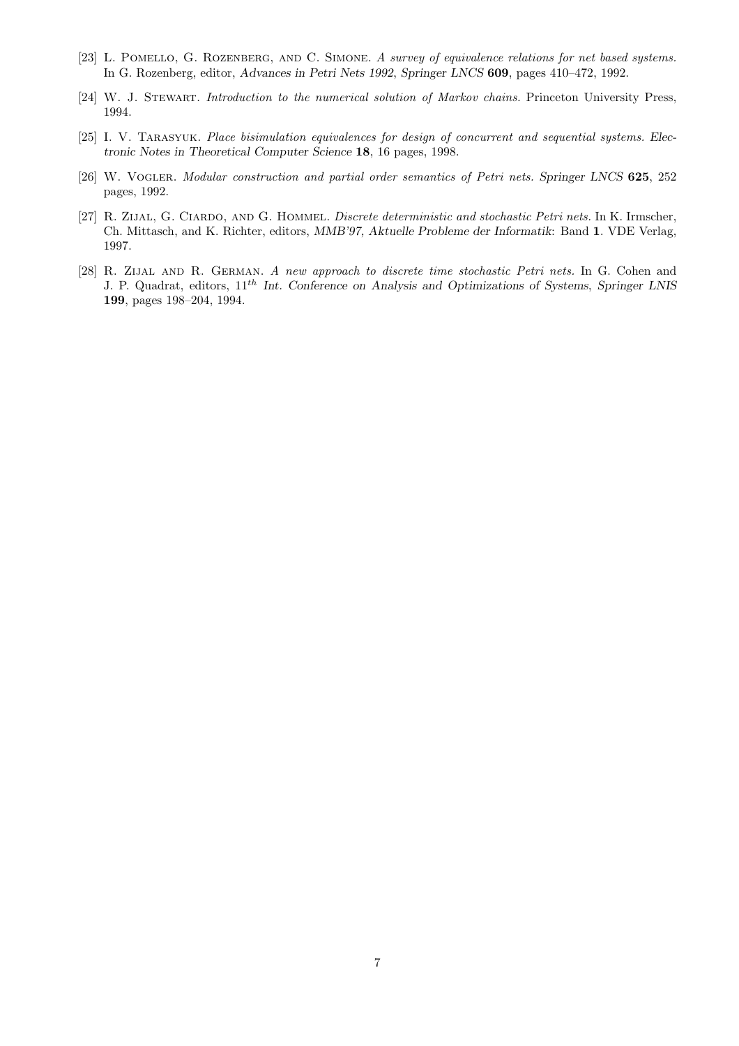[23] L. Pomello, G. Rozenberg, and C. Simone. *A survey of equivalence relations for net based systems.* In G. Rozenberg, editor, *Advances in Petri Nets 1992*, *Springer LNCS* **609**, pages 410–472, 1992.

[24] W. J. Stewart. *Introduction to the numerical solution of Markov chains.* Princeton University Press, 1994.

[25] I. V. Tarasyuk. *Place bisimulation equivalences for design of concurrent and sequential systems. Electronic Notes in Theoretical Computer Science* **18**, 16 pages, 1998.

[26] W. Vogler. *Modular construction and partial order semantics of Petri nets. Springer LNCS* **625**, 252 pages, 1992.

[27] R. Zijal, G. Ciardo, and G. Hommel. *Discrete deterministic and stochastic Petri nets.* In K. Irmscher, Ch. Mittasch, and K. Richter, editors, *MMB'97, Aktuelle Probleme der Informatik*: Band **1**. VDE Verlag, 1997.

[28] R. Zijal and R. German. *A new approach to discrete time stochastic Petri nets.* In G. Cohen and J. P. Quadrat, editors, $11^{th}$ *Int. Conference on Analysis and Optimizations of Systems*, *Springer LNIS* **199**, pages 198–204, 1994.